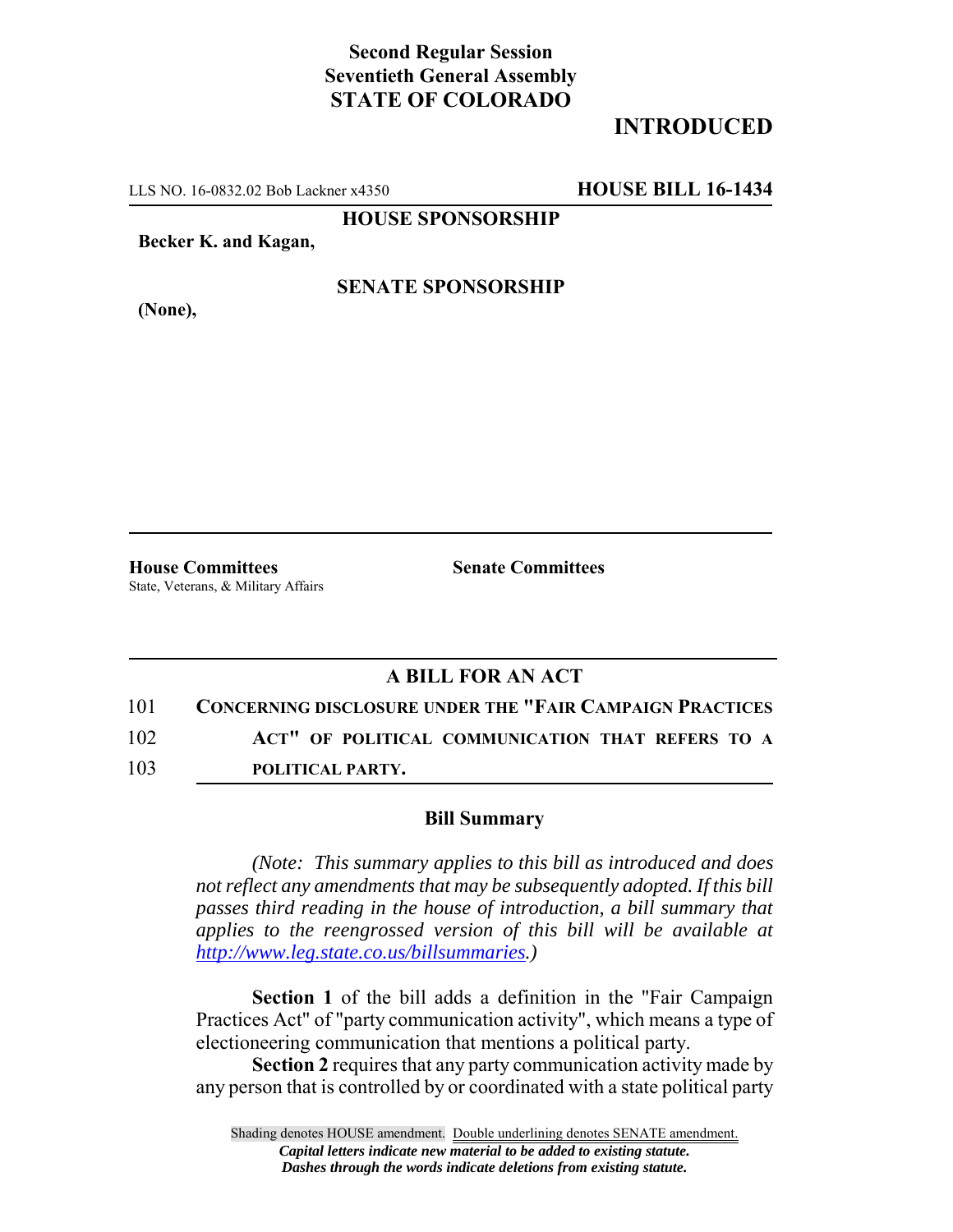**Second Regular Session**
**Seventieth General Assembly**
**STATE OF COLORADO**

# INTRODUCED

LLS NO. 16-0832.02 Bob Lackner x4350 **HOUSE BILL 16-1434**

**HOUSE SPONSORSHIP**

**Becker K. and Kagan,**

**SENATE SPONSORSHIP**

**(None),**

**House Committees**
State, Veterans, & Military Affairs

**Senate Committees**

## A BILL FOR AN ACT

101 **CONCERNING DISCLOSURE UNDER THE "FAIR CAMPAIGN PRACTICES**
102 **ACT" OF POLITICAL COMMUNICATION THAT REFERS TO A**
103 **POLITICAL PARTY.**

### Bill Summary

*(Note: This summary applies to this bill as introduced and does not reflect any amendments that may be subsequently adopted. If this bill passes third reading in the house of introduction, a bill summary that applies to the reengrossed version of this bill will be available at http://www.leg.state.co.us/billsummaries.)*

**Section 1** of the bill adds a definition in the "Fair Campaign Practices Act" of "party communication activity", which means a type of electioneering communication that mentions a political party.

**Section 2** requires that any party communication activity made by any person that is controlled by or coordinated with a state political party

Shading denotes HOUSE amendment. Double underlining denotes SENATE amendment.
*Capital letters indicate new material to be added to existing statute.*
*Dashes through the words indicate deletions from existing statute.*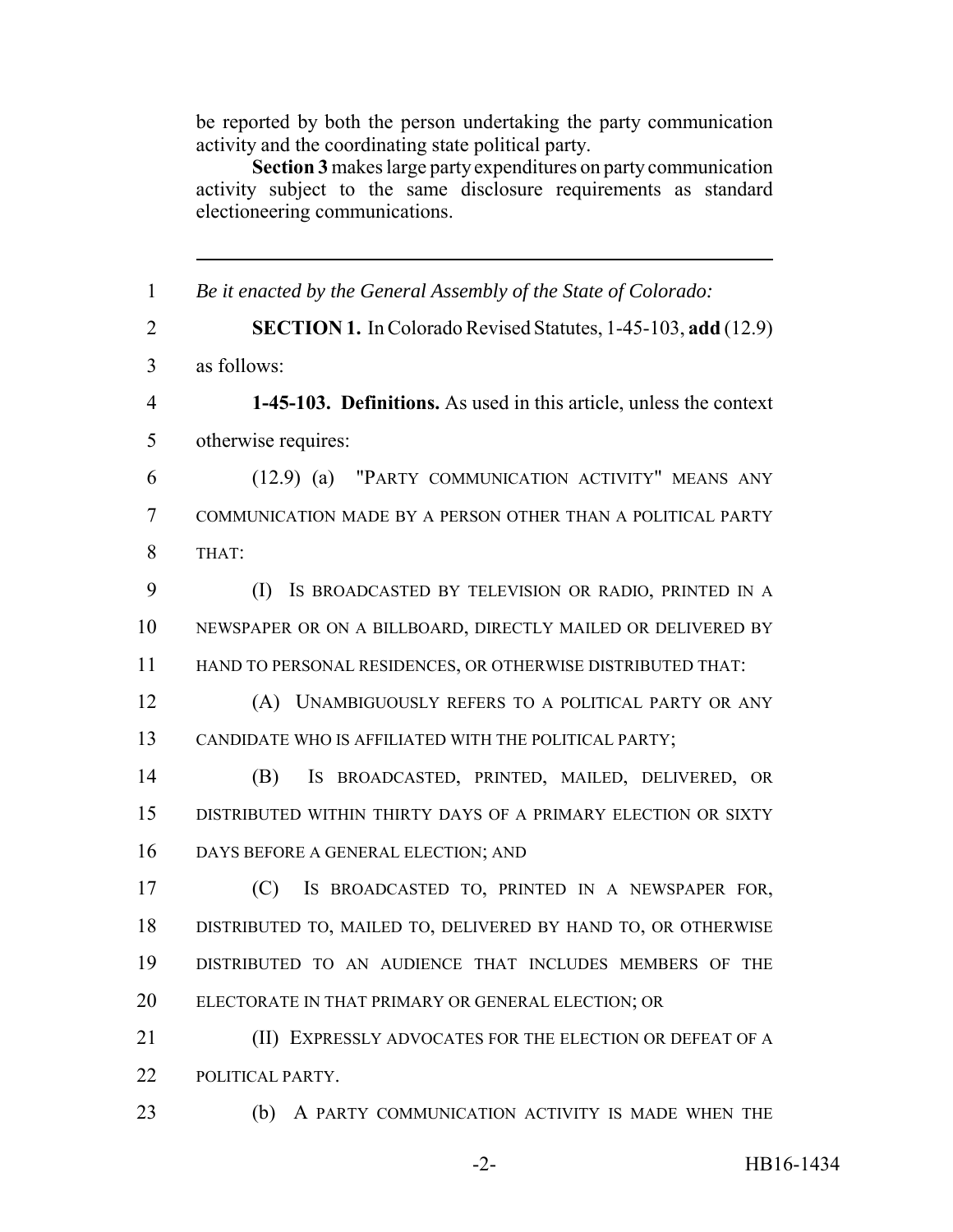be reported by both the person undertaking the party communication activity and the coordinating state political party.

**Section 3** makes large party expenditures on party communication activity subject to the same disclosure requirements as standard electioneering communications.

---

*Be it enacted by the General Assembly of the State of Colorado:*

**SECTION 1.** In Colorado Revised Statutes, 1-45-103, **add** (12.9) as follows:

**1-45-103. Definitions.** As used in this article, unless the context otherwise requires:

(12.9) (a) "PARTY COMMUNICATION ACTIVITY" MEANS ANY COMMUNICATION MADE BY A PERSON OTHER THAN A POLITICAL PARTY THAT:

(I) IS BROADCASTED BY TELEVISION OR RADIO, PRINTED IN A NEWSPAPER OR ON A BILLBOARD, DIRECTLY MAILED OR DELIVERED BY HAND TO PERSONAL RESIDENCES, OR OTHERWISE DISTRIBUTED THAT:

(A) UNAMBIGUOUSLY REFERS TO A POLITICAL PARTY OR ANY CANDIDATE WHO IS AFFILIATED WITH THE POLITICAL PARTY;

(B) IS BROADCASTED, PRINTED, MAILED, DELIVERED, OR DISTRIBUTED WITHIN THIRTY DAYS OF A PRIMARY ELECTION OR SIXTY DAYS BEFORE A GENERAL ELECTION; AND

(C) IS BROADCASTED TO, PRINTED IN A NEWSPAPER FOR, DISTRIBUTED TO, MAILED TO, DELIVERED BY HAND TO, OR OTHERWISE DISTRIBUTED TO AN AUDIENCE THAT INCLUDES MEMBERS OF THE ELECTORATE IN THAT PRIMARY OR GENERAL ELECTION; OR

(II) EXPRESSLY ADVOCATES FOR THE ELECTION OR DEFEAT OF A POLITICAL PARTY.

(b) A PARTY COMMUNICATION ACTIVITY IS MADE WHEN THE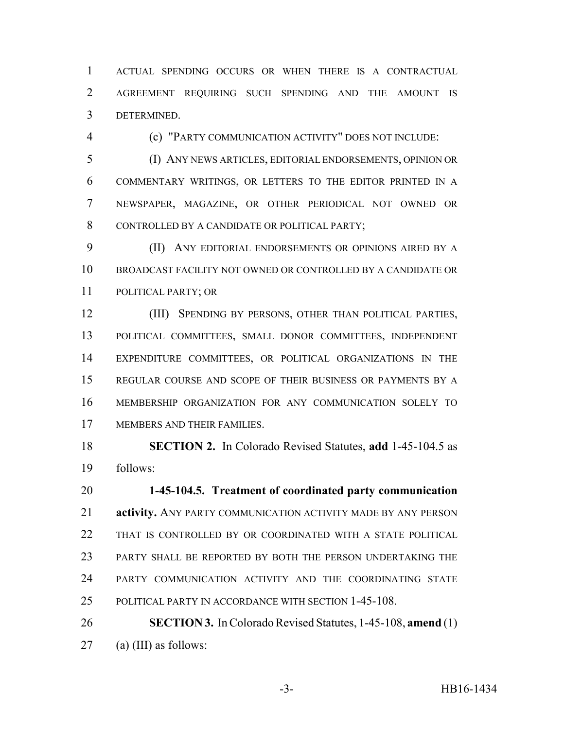ACTUAL SPENDING OCCURS OR WHEN THERE IS A CONTRACTUAL AGREEMENT REQUIRING SUCH SPENDING AND THE AMOUNT IS DETERMINED.

(c) "PARTY COMMUNICATION ACTIVITY" DOES NOT INCLUDE:

(I) ANY NEWS ARTICLES, EDITORIAL ENDORSEMENTS, OPINION OR COMMENTARY WRITINGS, OR LETTERS TO THE EDITOR PRINTED IN A NEWSPAPER, MAGAZINE, OR OTHER PERIODICAL NOT OWNED OR CONTROLLED BY A CANDIDATE OR POLITICAL PARTY;

(II) ANY EDITORIAL ENDORSEMENTS OR OPINIONS AIRED BY A BROADCAST FACILITY NOT OWNED OR CONTROLLED BY A CANDIDATE OR POLITICAL PARTY; OR

(III) SPENDING BY PERSONS, OTHER THAN POLITICAL PARTIES, POLITICAL COMMITTEES, SMALL DONOR COMMITTEES, INDEPENDENT EXPENDITURE COMMITTEES, OR POLITICAL ORGANIZATIONS IN THE REGULAR COURSE AND SCOPE OF THEIR BUSINESS OR PAYMENTS BY A MEMBERSHIP ORGANIZATION FOR ANY COMMUNICATION SOLELY TO MEMBERS AND THEIR FAMILIES.

**SECTION 2.** In Colorado Revised Statutes, **add** 1-45-104.5 as follows:

**1-45-104.5. Treatment of coordinated party communication activity.** ANY PARTY COMMUNICATION ACTIVITY MADE BY ANY PERSON THAT IS CONTROLLED BY OR COORDINATED WITH A STATE POLITICAL PARTY SHALL BE REPORTED BY BOTH THE PERSON UNDERTAKING THE PARTY COMMUNICATION ACTIVITY AND THE COORDINATING STATE POLITICAL PARTY IN ACCORDANCE WITH SECTION 1-45-108.

**SECTION 3.** In Colorado Revised Statutes, 1-45-108, **amend** (1) (a) (III) as follows: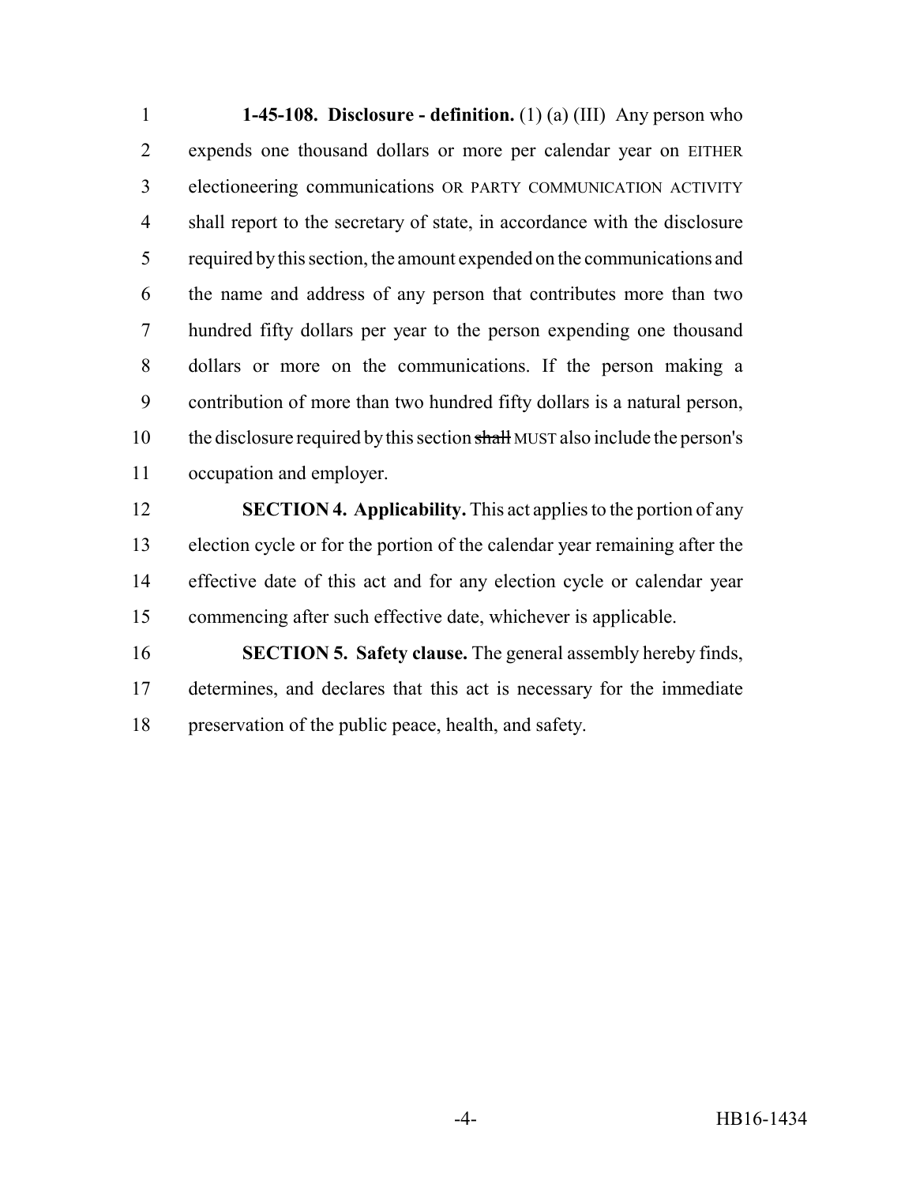**1-45-108. Disclosure - definition.** (1) (a) (III) Any person who expends one thousand dollars or more per calendar year on EITHER electioneering communications OR PARTY COMMUNICATION ACTIVITY shall report to the secretary of state, in accordance with the disclosure required by this section, the amount expended on the communications and the name and address of any person that contributes more than two hundred fifty dollars per year to the person expending one thousand dollars or more on the communications. If the person making a contribution of more than two hundred fifty dollars is a natural person, the disclosure required by this section ~~shall~~ MUST also include the person's occupation and employer.

**SECTION 4. Applicability.** This act applies to the portion of any election cycle or for the portion of the calendar year remaining after the effective date of this act and for any election cycle or calendar year commencing after such effective date, whichever is applicable.

**SECTION 5. Safety clause.** The general assembly hereby finds, determines, and declares that this act is necessary for the immediate preservation of the public peace, health, and safety.